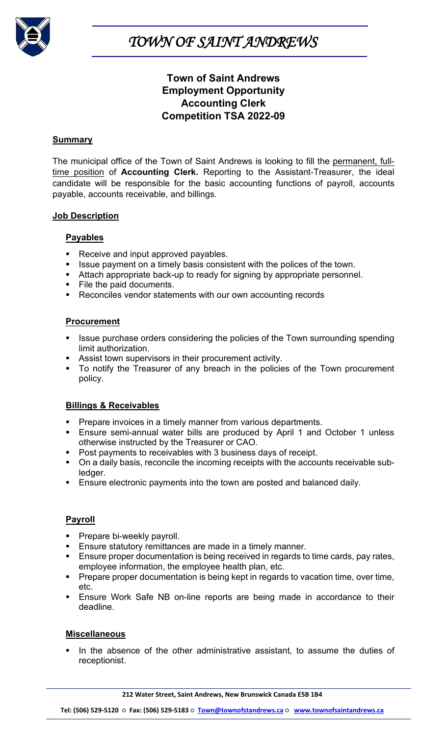# TOWN OF SAINT ANDREWS

## Town of Saint Andrews
## Employment Opportunity
## Accounting Clerk
## Competition TSA 2022-09

### Summary

The municipal office of the Town of Saint Andrews is looking to fill the permanent, full-time position of **Accounting Clerk.** Reporting to the Assistant-Treasurer, the ideal candidate will be responsible for the basic accounting functions of payroll, accounts payable, accounts receivable, and billings.

### Job Description

#### Payables

- Receive and input approved payables.
- Issue payment on a timely basis consistent with the polices of the town.
- Attach appropriate back-up to ready for signing by appropriate personnel.
- File the paid documents.
- Reconciles vendor statements with our own accounting records

#### Procurement

- Issue purchase orders considering the policies of the Town surrounding spending limit authorization.
- Assist town supervisors in their procurement activity.
- To notify the Treasurer of any breach in the policies of the Town procurement policy.

#### Billings & Receivables

- Prepare invoices in a timely manner from various departments.
- Ensure semi-annual water bills are produced by April 1 and October 1 unless otherwise instructed by the Treasurer or CAO.
- Post payments to receivables with 3 business days of receipt.
- On a daily basis, reconcile the incoming receipts with the accounts receivable sub-ledger.
- Ensure electronic payments into the town are posted and balanced daily.

#### Payroll

- Prepare bi-weekly payroll.
- Ensure statutory remittances are made in a timely manner.
- Ensure proper documentation is being received in regards to time cards, pay rates, employee information, the employee health plan, etc.
- Prepare proper documentation is being kept in regards to vacation time, over time, etc.
- Ensure Work Safe NB on-line reports are being made in accordance to their deadline.

#### Miscellaneous

- In the absence of the other administrative assistant, to assume the duties of receptionist.

212 Water Street, Saint Andrews, New Brunswick Canada E5B 1B4

Tel: (506) 529-5120 ○ Fax: (506) 529-5183 ○ Town@townofstandrews.ca ○ www.townofsaintandrews.ca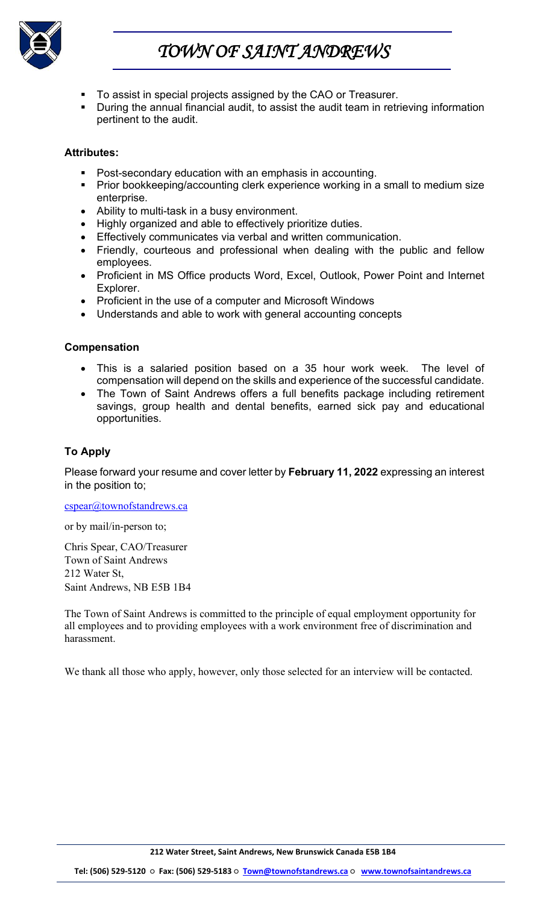- To assist in special projects assigned by the CAO or Treasurer.
- During the annual financial audit, to assist the audit team in retrieving information pertinent to the audit.

**Attributes:**

- Post-secondary education with an emphasis in accounting.
- Prior bookkeeping/accounting clerk experience working in a small to medium size enterprise.
- Ability to multi-task in a busy environment.
- Highly organized and able to effectively prioritize duties.
- Effectively communicates via verbal and written communication.
- Friendly, courteous and professional when dealing with the public and fellow employees.
- Proficient in MS Office products Word, Excel, Outlook, Power Point and Internet Explorer.
- Proficient in the use of a computer and Microsoft Windows
- Understands and able to work with general accounting concepts

**Compensation**

- This is a salaried position based on a 35 hour work week. The level of compensation will depend on the skills and experience of the successful candidate.
- The Town of Saint Andrews offers a full benefits package including retirement savings, group health and dental benefits, earned sick pay and educational opportunities.

**To Apply**

Please forward your resume and cover letter by **February 11, 2022** expressing an interest in the position to;

cspear@townofstandrews.ca

or by mail/in-person to;

Chris Spear, CAO/Treasurer
Town of Saint Andrews
212 Water St,
Saint Andrews, NB E5B 1B4

The Town of Saint Andrews is committed to the principle of equal employment opportunity for all employees and to providing employees with a work environment free of discrimination and harassment.

We thank all those who apply, however, only those selected for an interview will be contacted.